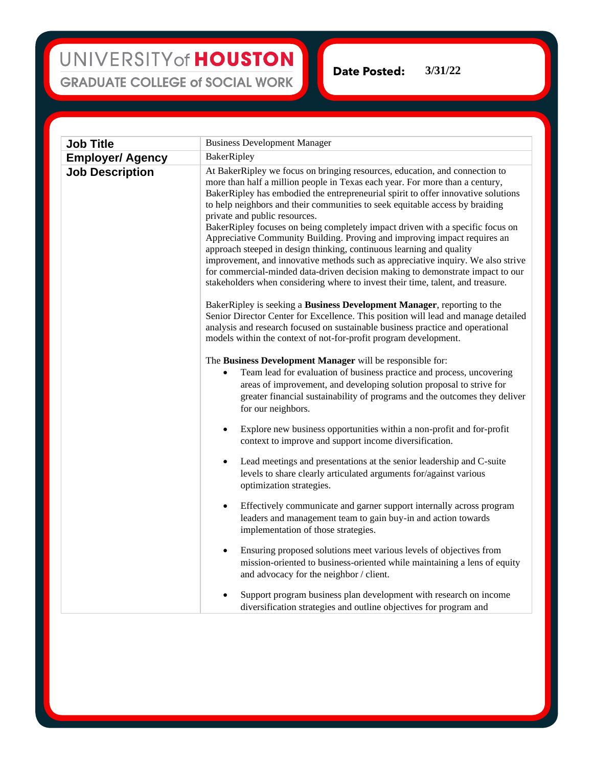UNIVERSITY of HOUSTON
GRADUATE COLLEGE of SOCIAL WORK

**Date Posted:** 3/31/22

| | |
|---|---|
| **Job Title** | Business Development Manager |
| **Employer/ Agency** | BakerRipley |
| **Job Description** | At BakerRipley we focus on bringing resources, education, and connection to more than half a million people in Texas each year. For more than a century, BakerRipley has embodied the entrepreneurial spirit to offer innovative solutions to help neighbors and their communities to seek equitable access by braiding private and public resources.<br>BakerRipley focuses on being completely impact driven with a specific focus on Appreciative Community Building. Proving and improving impact requires an approach steeped in design thinking, continuous learning and quality improvement, and innovative methods such as appreciative inquiry. We also strive for commercial-minded data-driven decision making to demonstrate impact to our stakeholders when considering where to invest their time, talent, and treasure.<br><br>BakerRipley is seeking a **Business Development Manager**, reporting to the Senior Director Center for Excellence. This position will lead and manage detailed analysis and research focused on sustainable business practice and operational models within the context of not-for-profit program development.<br><br>The **Business Development Manager** will be responsible for:<br>• Team lead for evaluation of business practice and process, uncovering areas of improvement, and developing solution proposal to strive for greater financial sustainability of programs and the outcomes they deliver for our neighbors.<br>• Explore new business opportunities within a non-profit and for-profit context to improve and support income diversification.<br>• Lead meetings and presentations at the senior leadership and C-suite levels to share clearly articulated arguments for/against various optimization strategies.<br>• Effectively communicate and garner support internally across program leaders and management team to gain buy-in and action towards implementation of those strategies.<br>• Ensuring proposed solutions meet various levels of objectives from mission-oriented to business-oriented while maintaining a lens of equity and advocacy for the neighbor / client.<br>• Support program business plan development with research on income diversification strategies and outline objectives for program and |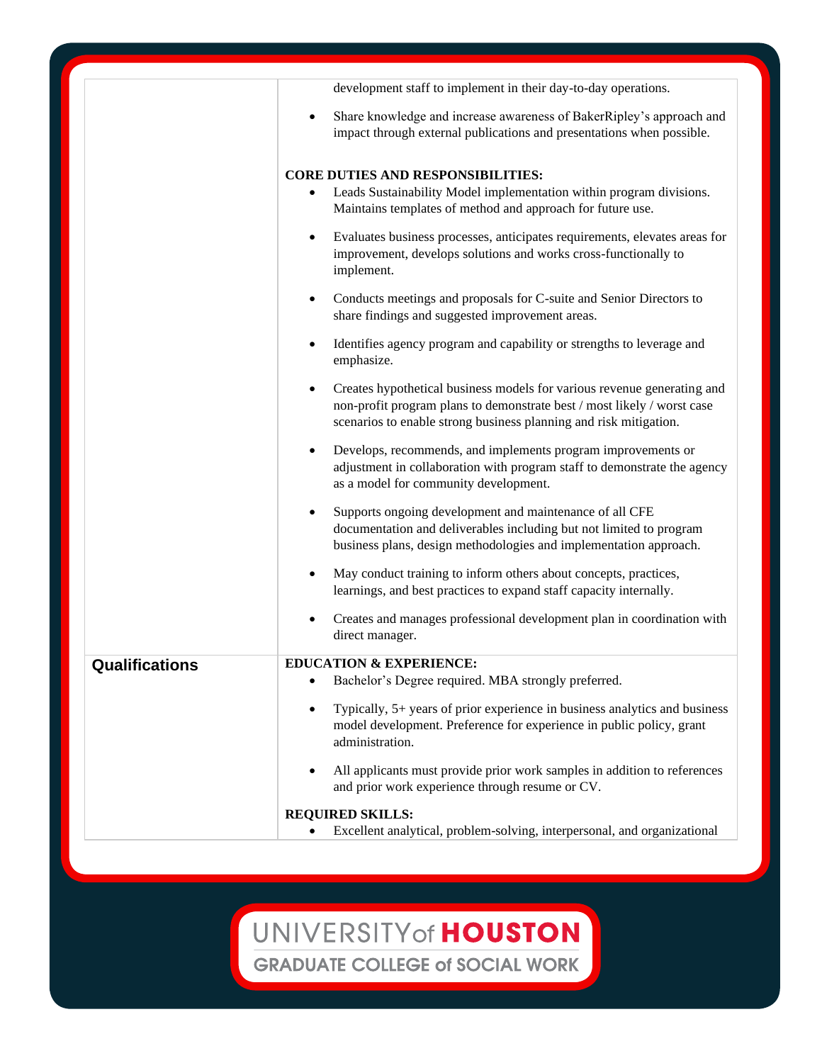| | |
|---|---|
| | development staff to implement in their day-to-day operations.<br><br>• Share knowledge and increase awareness of BakerRipley's approach and impact through external publications and presentations when possible.<br><br>**CORE DUTIES AND RESPONSIBILITIES:**<br>• Leads Sustainability Model implementation within program divisions. Maintains templates of method and approach for future use.<br>• Evaluates business processes, anticipates requirements, elevates areas for improvement, develops solutions and works cross-functionally to implement.<br>• Conducts meetings and proposals for C-suite and Senior Directors to share findings and suggested improvement areas.<br>• Identifies agency program and capability or strengths to leverage and emphasize.<br>• Creates hypothetical business models for various revenue generating and non-profit program plans to demonstrate best / most likely / worst case scenarios to enable strong business planning and risk mitigation.<br>• Develops, recommends, and implements program improvements or adjustment in collaboration with program staff to demonstrate the agency as a model for community development.<br>• Supports ongoing development and maintenance of all CFE documentation and deliverables including but not limited to program business plans, design methodologies and implementation approach.<br>• May conduct training to inform others about concepts, practices, learnings, and best practices to expand staff capacity internally.<br>• Creates and manages professional development plan in coordination with direct manager. |
| **Qualifications** | **EDUCATION & EXPERIENCE:**<br>• Bachelor's Degree required. MBA strongly preferred.<br>• Typically, 5+ years of prior experience in business analytics and business model development. Preference for experience in public policy, grant administration.<br>• All applicants must provide prior work samples in addition to references and prior work experience through resume or CV.<br><br>**REQUIRED SKILLS:**<br>• Excellent analytical, problem-solving, interpersonal, and organizational |

UNIVERSITY of HOUSTON
GRADUATE COLLEGE of SOCIAL WORK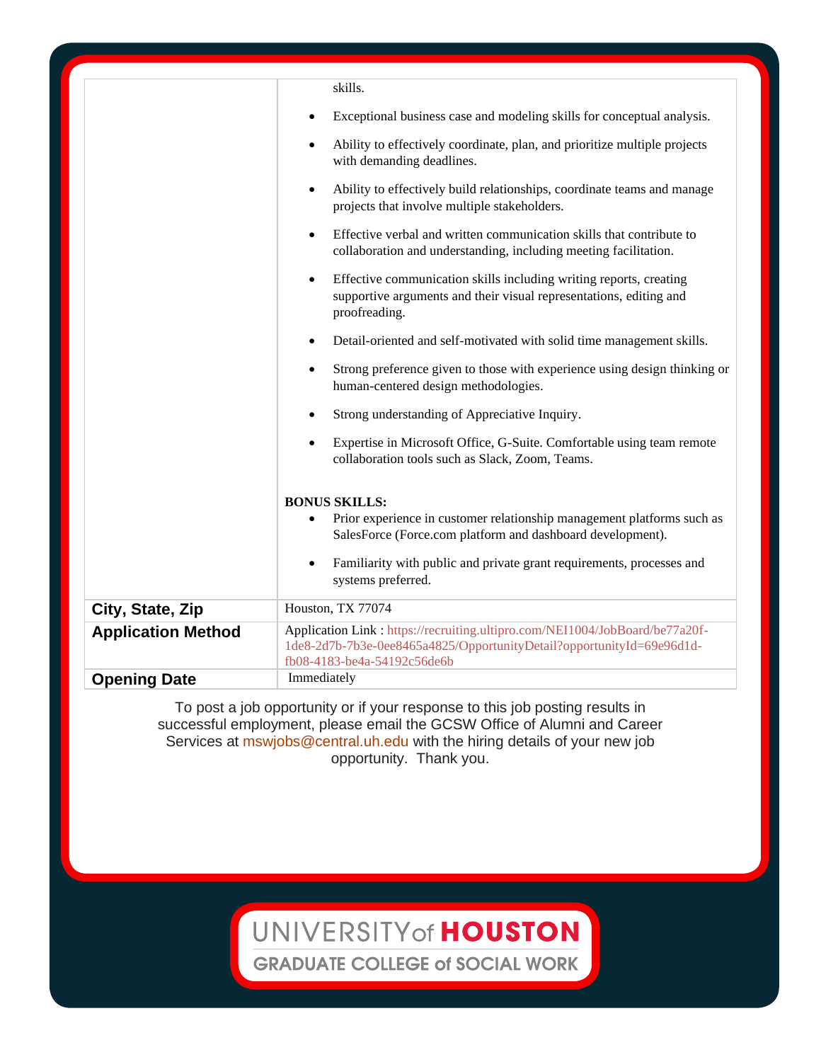| | |
|---|---|
| | skills.<br>• Exceptional business case and modeling skills for conceptual analysis.<br>• Ability to effectively coordinate, plan, and prioritize multiple projects with demanding deadlines.<br>• Ability to effectively build relationships, coordinate teams and manage projects that involve multiple stakeholders.<br>• Effective verbal and written communication skills that contribute to collaboration and understanding, including meeting facilitation.<br>• Effective communication skills including writing reports, creating supportive arguments and their visual representations, editing and proofreading.<br>• Detail-oriented and self-motivated with solid time management skills.<br>• Strong preference given to those with experience using design thinking or human-centered design methodologies.<br>• Strong understanding of Appreciative Inquiry.<br>• Expertise in Microsoft Office, G-Suite. Comfortable using team remote collaboration tools such as Slack, Zoom, Teams.<br><br>**BONUS SKILLS:**<br>• Prior experience in customer relationship management platforms such as SalesForce (Force.com platform and dashboard development).<br>• Familiarity with public and private grant requirements, processes and systems preferred. |
| **City, State, Zip** | Houston, TX 77074 |
| **Application Method** | Application Link : https://recruiting.ultipro.com/NEI1004/JobBoard/be77a20f-1de8-2d7b-7b3e-0ee8465a4825/OpportunityDetail?opportunityId=69e96d1d-fb08-4183-be4a-54192c56de6b |
| **Opening Date** | Immediately |

To post a job opportunity or if your response to this job posting results in successful employment, please email the GCSW Office of Alumni and Career Services at mswjobs@central.uh.edu with the hiring details of your new job opportunity. Thank you.

UNIVERSITY of HOUSTON
GRADUATE COLLEGE of SOCIAL WORK